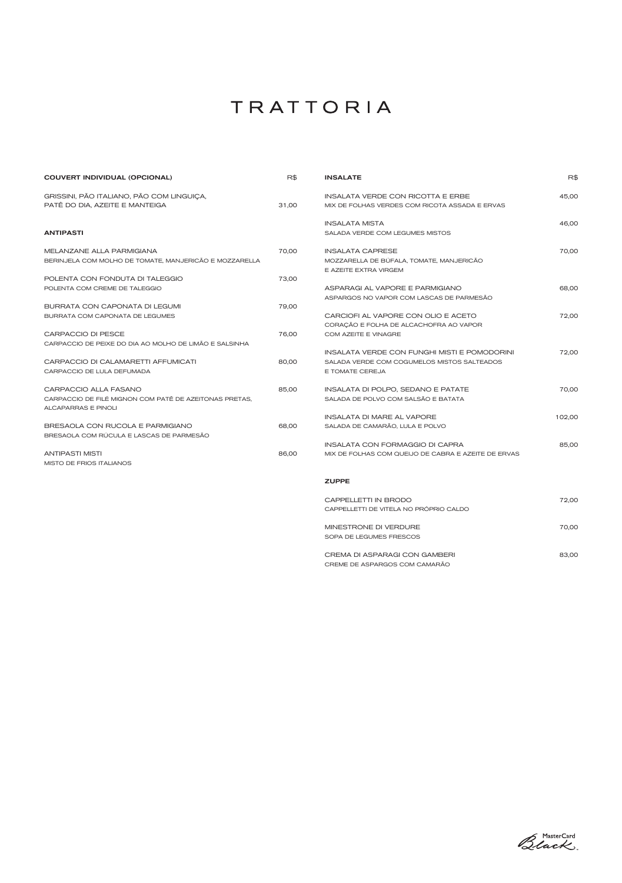# TRATTORIA

| COUVERT INDIVIDUAL (OPCIONAL) | R$ |
|---|---|
| GRISSINI, PÃO ITALIANO, PÃO COM LINGUIÇA, PATÊ DO DIA, AZEITE E MANTEIGA | 31,00 |

| ANTIPASTI | |
|---|---|
| MELANZANE ALLA PARMIGIANA<br>BERINJELA COM MOLHO DE TOMATE, MANJERICÃO E MOZZARELLA | 70,00 |
| POLENTA CON FONDUTA DI TALEGGIO<br>POLENTA COM CREME DE TALEGGIO | 73,00 |
| BURRATA CON CAPONATA DI LEGUMI<br>BURRATA COM CAPONATA DE LEGUMES | 79,00 |
| CARPACCIO DI PESCE<br>CARPACCIO DE PEIXE DO DIA AO MOLHO DE LIMÃO E SALSINHA | 76,00 |
| CARPACCIO DI CALAMARETTI AFFUMICATI<br>CARPACCIO DE LULA DEFUMADA | 80,00 |
| CARPACCIO ALLA FASANO<br>CARPACCIO DE FILÉ MIGNON COM PATÊ DE AZEITONAS PRETAS, ALCAPARRAS E PINOLI | 85,00 |
| BRESAOLA CON RUCOLA E PARMIGIANO<br>BRESAOLA COM RÚCULA E LASCAS DE PARMESÃO | 68,00 |
| ANTIPASTI MISTI<br>MISTO DE FRIOS ITALIANOS | 86,00 |

| INSALATE | R$ |
|---|---|
| INSALATA VERDE CON RICOTTA E ERBE<br>MIX DE FOLHAS VERDES COM RICOTA ASSADA E ERVAS | 45,00 |
| INSALATA MISTA<br>SALADA VERDE COM LEGUMES MISTOS | 46,00 |
| INSALATA CAPRESE<br>MOZZARELLA DE BÚFALA, TOMATE, MANJERICÃO E AZEITE EXTRA VIRGEM | 70,00 |
| ASPARAGI AL VAPORE E PARMIGIANO<br>ASPARGOS NO VAPOR COM LASCAS DE PARMESÃO | 68,00 |
| CARCIOFI AL VAPORE CON OLIO E ACETO<br>CORAÇÃO E FOLHA DE ALCACHOFRA AO VAPOR COM AZEITE E VINAGRE | 72,00 |
| INSALATA VERDE CON FUNGHI MISTI E POMODORINI<br>SALADA VERDE COM COGUMELOS MISTOS SALTEADOS E TOMATE CEREJA | 72,00 |
| INSALATA DI POLPO, SEDANO E PATATE<br>SALADA DE POLVO COM SALSÃO E BATATA | 70,00 |
| INSALATA DI MARE AL VAPORE<br>SALADA DE CAMARÃO, LULA E POLVO | 102,00 |
| INSALATA CON FORMAGGIO DI CAPRA<br>MIX DE FOLHAS COM QUEIJO DE CABRA E AZEITE DE ERVAS | 85,00 |

| ZUPPE | |
|---|---|
| CAPPELLETTI IN BRODO<br>CAPPELLETTI DE VITELA NO PRÓPRIO CALDO | 72,00 |
| MINESTRONE DI VERDURE<br>SOPA DE LEGUMES FRESCOS | 70,00 |
| CREMA DI ASPARAGI CON GAMBERI<br>CREME DE ASPARGOS COM CAMARÃO | 83,00 |

MasterCard Black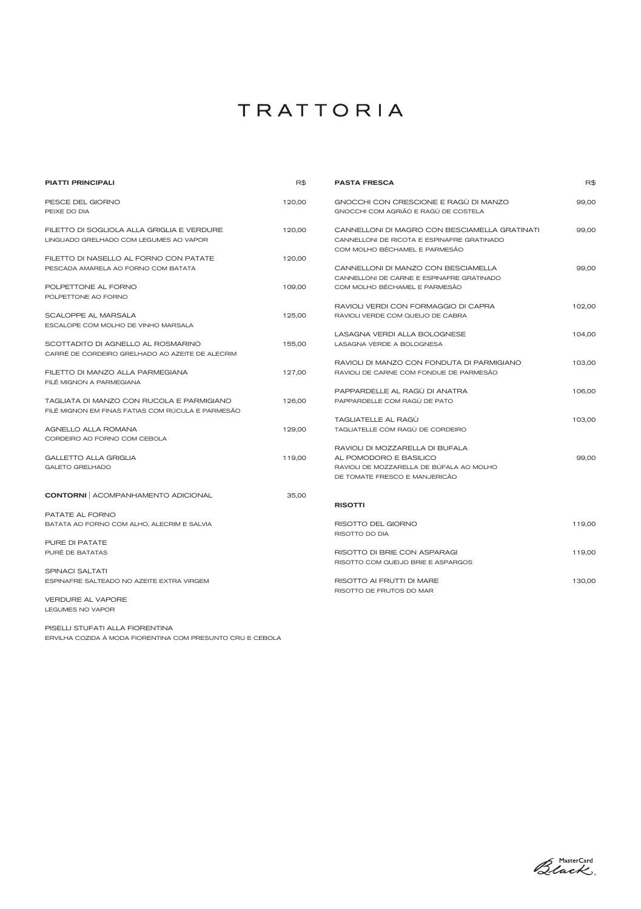# TRATTORIA

## PIATTI PRINCIPALI

| PIATTI PRINCIPALI | R$ |
|---|---|
| PESCE DEL GIORNO<br>PEIXE DO DIA | 120,00 |
| FILETTO DI SOGLIOLA ALLA GRIGLIA E VERDURE<br>LINGUADO GRELHADO COM LEGUMES AO VAPOR | 120,00 |
| FILETTO DI NASELLO AL FORNO CON PATATE<br>PESCADA AMARELA AO FORNO COM BATATA | 120,00 |
| POLPETTONE AL FORNO<br>POLPETTONE AO FORNO | 109,00 |
| SCALOPPE AL MARSALA<br>ESCALOPE COM MOLHO DE VINHO MARSALA | 125,00 |
| SCOTTADITO DI AGNELLO AL ROSMARINO<br>CARRÉ DE CORDEIRO GRELHADO AO AZEITE DE ALECRIM | 155,00 |
| FILETTO DI MANZO ALLA PARMEGIANA<br>FILÉ MIGNON A PARMEGIANA | 127,00 |
| TAGLIATA DI MANZO CON RUCOLA E PARMIGIANO<br>FILÉ MIGNON EM FINAS FATIAS COM RÚCULA E PARMESÃO | 126,00 |
| AGNELLO ALLA ROMANA<br>CORDEIRO AO FORNO COM CEBOLA | 129,00 |
| GALLETTO ALLA GRIGLIA<br>GALETO GRELHADO | 119,00 |

## CONTORNI | ACOMPANHAMENTO ADICIONAL — 35,00

PATATE AL FORNO
BATATA AO FORNO COM ALHO, ALECRIM E SALVIA

PURE DI PATATE
PURÊ DE BATATAS

SPINACI SALTATI
ESPINAFRE SALTEADO NO AZEITE EXTRA VIRGEM

VERDURE AL VAPORE
LEGUMES NO VAPOR

PISELLI STUFATI ALLA FIORENTINA
ERVILHA COZIDA À MODA FIORENTINA COM PRESUNTO CRU E CEBOLA

## PASTA FRESCA

| PASTA FRESCA | R$ |
|---|---|
| GNOCCHI CON CRESCIONE E RAGÙ DI MANZO<br>GNOCCHI COM AGRIÃO E RAGÙ DE COSTELA | 99,00 |
| CANNELLONI DI MAGRO CON BESCIAMELLA GRATINATI<br>CANNELLONI DE RICOTA E ESPINAFRE GRATINADO COM MOLHO BÉCHAMEL E PARMESÃO | 99,00 |
| CANNELLONI DI MANZO CON BESCIAMELLA<br>CANNELLONI DE CARNE E ESPINAFRE GRATINADO COM MOLHO BÉCHAMEL E PARMESÃO | 99,00 |
| RAVIOLI VERDI CON FORMAGGIO DI CAPRA<br>RAVIOLI VERDE COM QUEIJO DE CABRA | 102,00 |
| LASAGNA VERDI ALLA BOLOGNESE<br>LASAGNA VERDE A BOLOGNESA | 104,00 |
| RAVIOLI DI MANZO CON FONDUTA DI PARMIGIANO<br>RAVIOLI DE CARNE COM FONDUE DE PARMESÃO | 103,00 |
| PAPPARDELLE AL RAGÙ DI ANATRA<br>PAPPARDELLE COM RAGÙ DE PATO | 106,00 |
| TAGLIATELLE AL RAGÙ<br>TAGLIATELLE COM RAGÙ DE CORDEIRO | 103,00 |
| RAVIOLI DI MOZZARELLA DI BUFALA AL POMODORO E BASILICO<br>RAVIOLI DE MOZZARELLA DE BÚFALA AO MOLHO DE TOMATE FRESCO E MANJERICÃO | 99,00 |

## RISOTTI

| RISOTTI | |
|---|---|
| RISOTTO DEL GIORNO<br>RISOTTO DO DIA | 119,00 |
| RISOTTO DI BRIE CON ASPARAGI<br>RISOTTO COM QUEIJO BRIE E ASPARGOS | 119,00 |
| RISOTTO AI FRUTTI DI MARE<br>RISOTTO DE FRUTOS DO MAR | 130,00 |

MasterCard Black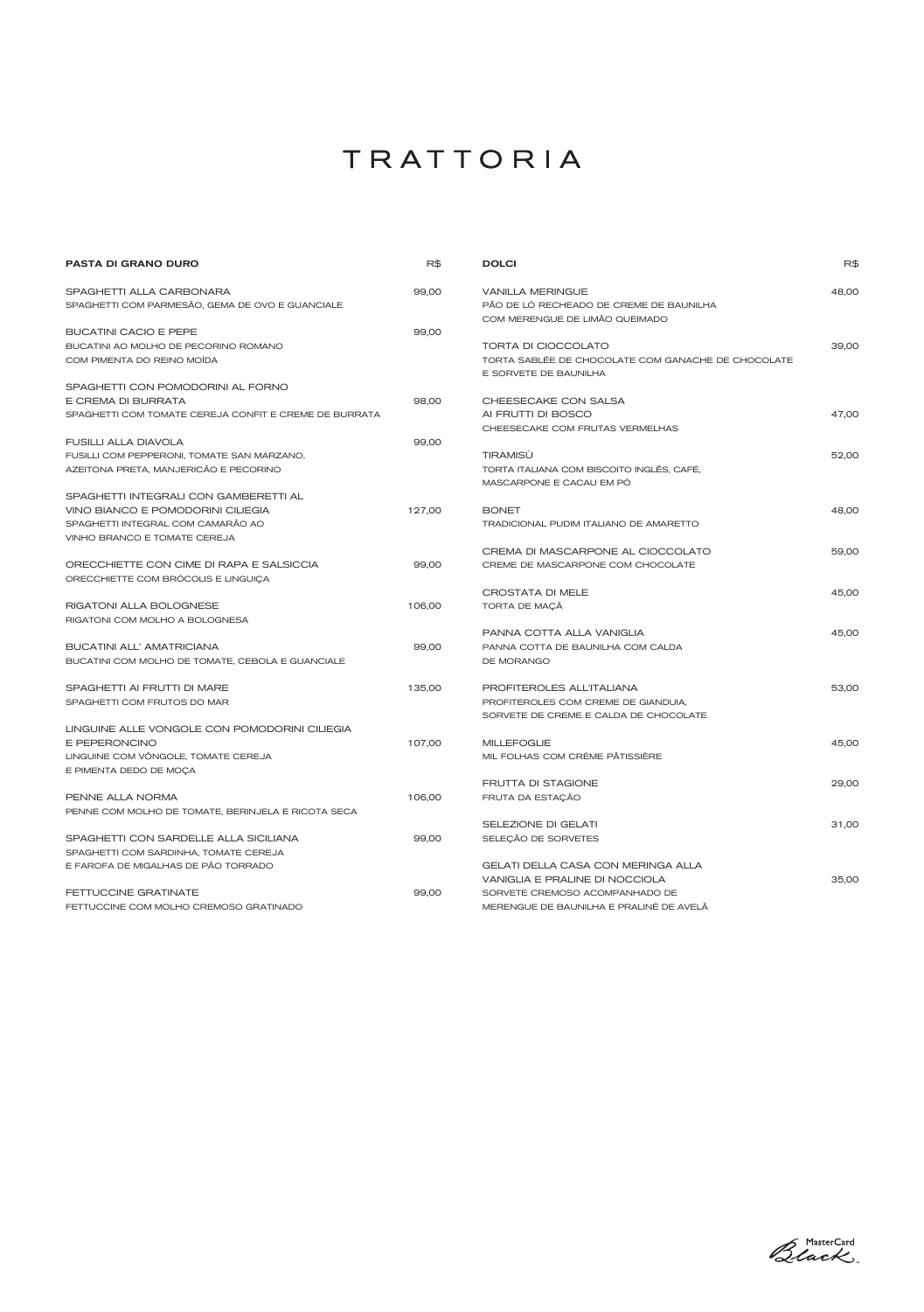# TRATTORIA

| PASTA DI GRANO DURO | R$ |
|---|---|
| SPAGHETTI ALLA CARBONARA<br>SPAGHETTI COM PARMESÃO, GEMA DE OVO E GUANCIALE | 99,00 |
| BUCATINI CACIO E PEPE<br>BUCATINI AO MOLHO DE PECORINO ROMANO COM PIMENTA DO REINO MOÍDA | 99,00 |
| SPAGHETTI CON POMODORINI AL FORNO E CREMA DI BURRATA<br>SPAGHETTI COM TOMATE CEREJA CONFIT E CREME DE BURRATA | 98,00 |
| FUSILLI ALLA DIAVOLA<br>FUSILLI COM PEPPERONI, TOMATE SAN MARZANO, AZEITONA PRETA, MANJERICÃO E PECORINO | 99,00 |
| SPAGHETTI INTEGRALI CON GAMBERETTI AL VINO BIANCO E POMODORINI CILIEGIA<br>SPAGHETTI INTEGRAL COM CAMARÃO AO VINHO BRANCO E TOMATE CEREJA | 127,00 |
| ORECCHIETTE CON CIME DI RAPA E SALSICCIA<br>ORECCHIETTE COM BRÓCOLIS E LINGUIÇA | 99,00 |
| RIGATONI ALLA BOLOGNESE<br>RIGATONI COM MOLHO A BOLOGNESA | 106,00 |
| BUCATINI ALL' AMATRICIANA<br>BUCATINI COM MOLHO DE TOMATE, CEBOLA E GUANCIALE | 99,00 |
| SPAGHETTI AI FRUTTI DI MARE<br>SPAGHETTI COM FRUTOS DO MAR | 135,00 |
| LINGUINE ALLE VONGOLE CON POMODORINI CILIEGIA E PEPERONCINO<br>LINGUINE COM VÔNGOLE, TOMATE CEREJA E PIMENTA DEDO DE MOÇA | 107,00 |
| PENNE ALLA NORMA<br>PENNE COM MOLHO DE TOMATE, BERINJELA E RICOTA SECA | 106,00 |
| SPAGHETTI CON SARDELLE ALLA SICILIANA<br>SPAGHETTI COM SARDINHA, TOMATE CEREJA E FAROFA DE MIGALHAS DE PÃO TORRADO | 99,00 |
| FETTUCCINE GRATINATE<br>FETTUCCINE COM MOLHO CREMOSO GRATINADO | 99,00 |

| DOLCI | R$ |
|---|---|
| VANILLA MERINGUE<br>PÃO DE LÓ RECHEADO DE CREME DE BAUNILHA COM MERENGUE DE LIMÃO QUEIMADO | 48,00 |
| TORTA DI CIOCCOLATO<br>TORTA SABLÉE DE CHOCOLATE COM GANACHE DE CHOCOLATE E SORVETE DE BAUNILHA | 39,00 |
| CHEESECAKE CON SALSA AI FRUTTI DI BOSCO<br>CHEESECAKE COM FRUTAS VERMELHAS | 47,00 |
| TIRAMISÙ<br>TORTA ITALIANA COM BISCOITO INGLÊS, CAFÉ, MASCARPONE E CACAU EM PÓ | 52,00 |
| BONET<br>TRADICIONAL PUDIM ITALIANO DE AMARETTO | 48,00 |
| CREMA DI MASCARPONE AL CIOCCOLATO<br>CREME DE MASCARPONE COM CHOCOLATE | 59,00 |
| CROSTATA DI MELE<br>TORTA DE MAÇÃ | 45,00 |
| PANNA COTTA ALLA VANIGLIA<br>PANNA COTTA DE BAUNILHA COM CALDA DE MORANGO | 45,00 |
| PROFITEROLES ALL'ITALIANA<br>PROFITEROLES COM CREME DE GIANDUIA, SORVETE DE CREME E CALDA DE CHOCOLATE | 53,00 |
| MILLEFOGLIE<br>MIL FOLHAS COM CRÈME PÂTISSIÈRE | 45,00 |
| FRUTTA DI STAGIONE<br>FRUTA DA ESTAÇÃO | 29,00 |
| SELEZIONE DI GELATI<br>SELEÇÃO DE SORVETES | 31,00 |
| GELATI DELLA CASA CON MERINGA ALLA VANIGLIA E PRALINE DI NOCCIOLA<br>SORVETE CREMOSO ACOMPANHADO DE MERENGUE DE BAUNILHA E PRALINÉ DE AVELÃ | 35,00 |

MasterCard Black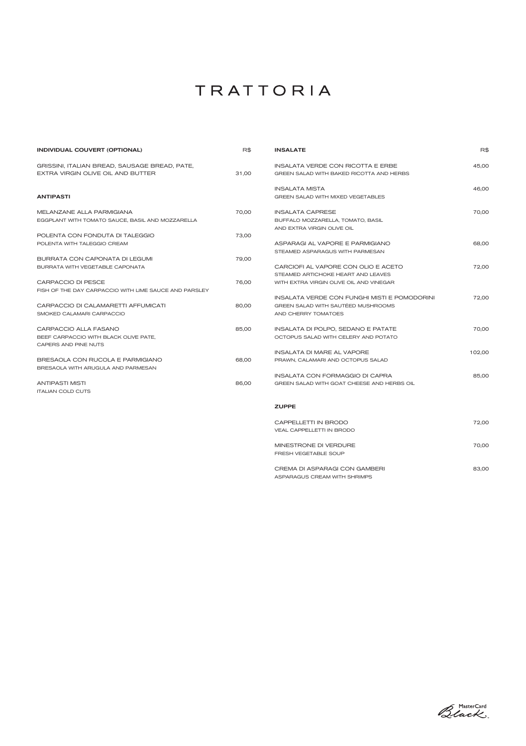# TRATTORIA

## INDIVIDUAL COUVERT (OPTIONAL) — R$

GRISSINI, ITALIAN BREAD, SAUSAGE BREAD, PATE, EXTRA VIRGIN OLIVE OIL AND BUTTER — 31,00

## ANTIPASTI

MELANZANE ALLA PARMIGIANA — 70,00
EGGPLANT WITH TOMATO SAUCE, BASIL AND MOZZARELLA

POLENTA CON FONDUTA DI TALEGGIO — 73,00
POLENTA WITH TALEGGIO CREAM

BURRATA CON CAPONATA DI LEGUMI — 79,00
BURRATA WITH VEGETABLE CAPONATA

CARPACCIO DI PESCE — 76,00
FISH OF THE DAY CARPACCIO WITH LIME SAUCE AND PARSLEY

CARPACCIO DI CALAMARETTI AFFUMICATI — 80,00
SMOKED CALAMARI CARPACCIO

CARPACCIO ALLA FASANO — 85,00
BEEF CARPACCIO WITH BLACK OLIVE PATE, CAPERS AND PINE NUTS

BRESAOLA CON RUCOLA E PARMIGIANO — 68,00
BRESAOLA WITH ARUGULA AND PARMESAN

ANTIPASTI MISTI — 86,00
ITALIAN COLD CUTS

## INSALATE — R$

INSALATA VERDE CON RICOTTA E ERBE — 45,00
GREEN SALAD WITH BAKED RICOTTA AND HERBS

INSALATA MISTA — 46,00
GREEN SALAD WITH MIXED VEGETABLES

INSALATA CAPRESE — 70,00
BUFFALO MOZZARELLA, TOMATO, BASIL AND EXTRA VIRGIN OLIVE OIL

ASPARAGI AL VAPORE E PARMIGIANO — 68,00
STEAMED ASPARAGUS WITH PARMESAN

CARCIOFI AL VAPORE CON OLIO E ACETO — 72,00
STEAMED ARTICHOKE HEART AND LEAVES WITH EXTRA VIRGIN OLIVE OIL AND VINEGAR

INSALATA VERDE CON FUNGHI MISTI E POMODORINI — 72,00
GREEN SALAD WITH SAUTÉED MUSHROOMS AND CHERRY TOMATOES

INSALATA DI POLPO, SEDANO E PATATE — 70,00
OCTOPUS SALAD WITH CELERY AND POTATO

INSALATA DI MARE AL VAPORE — 102,00
PRAWN, CALAMARI AND OCTOPUS SALAD

INSALATA CON FORMAGGIO DI CAPRA — 85,00
GREEN SALAD WITH GOAT CHEESE AND HERBS OIL

## ZUPPE

CAPPELLETTI IN BRODO — 72,00
VEAL CAPPELLETTI IN BRODO

MINESTRONE DI VERDURE — 70,00
FRESH VEGETABLE SOUP

CREMA DI ASPARAGI CON GAMBERI — 83,00
ASPARAGUS CREAM WITH SHRIMPS

MasterCard Black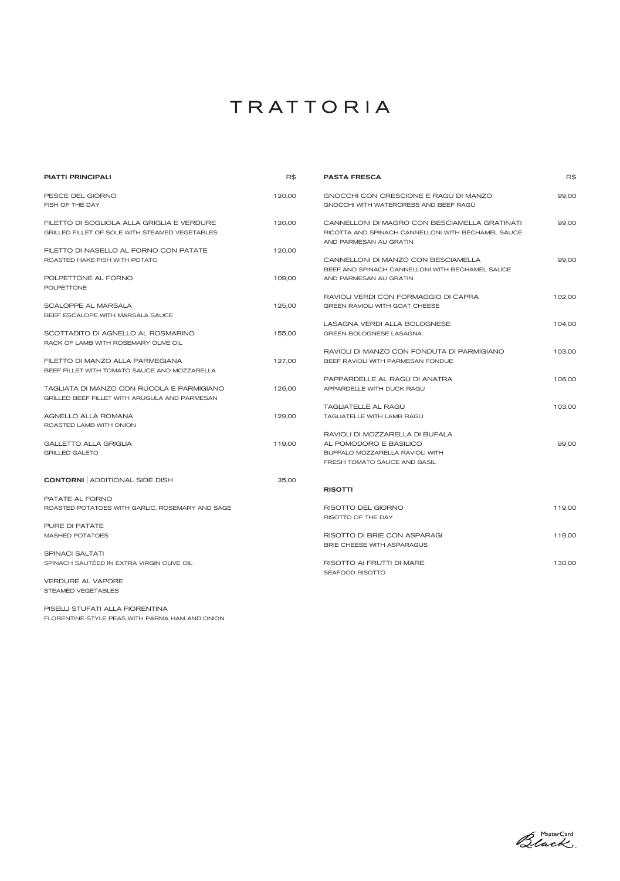# TRATTORIA

## PIATTI PRINCIPALI

| PIATTI PRINCIPALI | R$ |
|---|---|
| PESCE DEL GIORNO<br>FISH OF THE DAY | 120,00 |
| FILETTO DI SOGLIOLA ALLA GRIGLIA E VERDURE<br>GRILLED FILLET OF SOLE WITH STEAMED VEGETABLES | 120,00 |
| FILETTO DI NASELLO AL FORNO CON PATATE<br>ROASTED HAKE FISH WITH POTATO | 120,00 |
| POLPETTONE AL FORNO<br>POLPETTONE | 109,00 |
| SCALOPPE AL MARSALA<br>BEEF ESCALOPE WITH MARSALA SAUCE | 125,00 |
| SCOTTADITO DI AGNELLO AL ROSMARINO<br>RACK OF LAMB WITH ROSEMARY OLIVE OIL | 155,00 |
| FILETTO DI MANZO ALLA PARMEGIANA<br>BEEF FILLET WITH TOMATO SAUCE AND MOZZARELLA | 127,00 |
| TAGLIATA DI MANZO CON RUCOLA E PARMIGIANO<br>GRILLED BEEF FILLET WITH ARUGULA AND PARMESAN | 126,00 |
| AGNELLO ALLA ROMANA<br>ROASTED LAMB WITH ONION | 129,00 |
| GALLETTO ALLA GRIGLIA<br>GRILLED GALETO | 119,00 |

## CONTORNI | ADDITIONAL SIDE DISH — 35,00

PATATE AL FORNO
ROASTED POTATOES WITH GARLIC, ROSEMARY AND SAGE

PURE DI PATATE
MASHED POTATOES

SPINACI SALTATI
SPINACH SAUTÉED IN EXTRA VIRGIN OLIVE OIL

VERDURE AL VAPORE
STEAMED VEGETABLES

PISELLI STUFATI ALLA FIORENTINA
FLORENTINE-STYLE PEAS WITH PARMA HAM AND ONION

## PASTA FRESCA

| PASTA FRESCA | R$ |
|---|---|
| GNOCCHI CON CRESCIONE E RAGÙ DI MANZO<br>GNOCCHI WITH WATERCRESS AND BEEF RAGÙ | 99,00 |
| CANNELLONI DI MAGRO CON BESCIAMELLA GRATINATI<br>RICOTTA AND SPINACH CANNELLONI WITH BÉCHAMEL SAUCE AND PARMESAN AU GRATIN | 99,00 |
| CANNELLONI DI MANZO CON BESCIAMELLA<br>BEEF AND SPINACH CANNELLONI WITH BÉCHAMEL SAUCE AND PARMESAN AU GRATIN | 99,00 |
| RAVIOLI VERDI CON FORMAGGIO DI CAPRA<br>GREEN RAVIOLI WITH GOAT CHEESE | 102,00 |
| LASAGNA VERDI ALLA BOLOGNESE<br>GREEN BOLOGNESE LASAGNA | 104,00 |
| RAVIOLI DI MANZO CON FONDUTA DI PARMIGIANO<br>BEEF RAVIOLI WITH PARMESAN FONDUE | 103,00 |
| PAPPARDELLE AL RAGÙ DI ANATRA<br>APPARDELLE WITH DUCK RAGÙ | 106,00 |
| TAGLIATELLE AL RAGÙ<br>TAGLIATELLE WITH LAMB RAGÙ | 103,00 |
| RAVIOLI DI MOZZARELLA DI BUFALA AL POMODORO E BASILICO<br>BUFFALO MOZZARELLA RAVIOLI WITH FRESH TOMATO SAUCE AND BASIL | 99,00 |

## RISOTTI

| RISOTTI | R$ |
|---|---|
| RISOTTO DEL GIORNO<br>RISOTTO OF THE DAY | 119,00 |
| RISOTTO DI BRIE CON ASPARAGI<br>BRIE CHEESE WITH ASPARAGUS | 119,00 |
| RISOTTO AI FRUTTI DI MARE<br>SEAFOOD RISOTTO | 130,00 |

MasterCard Black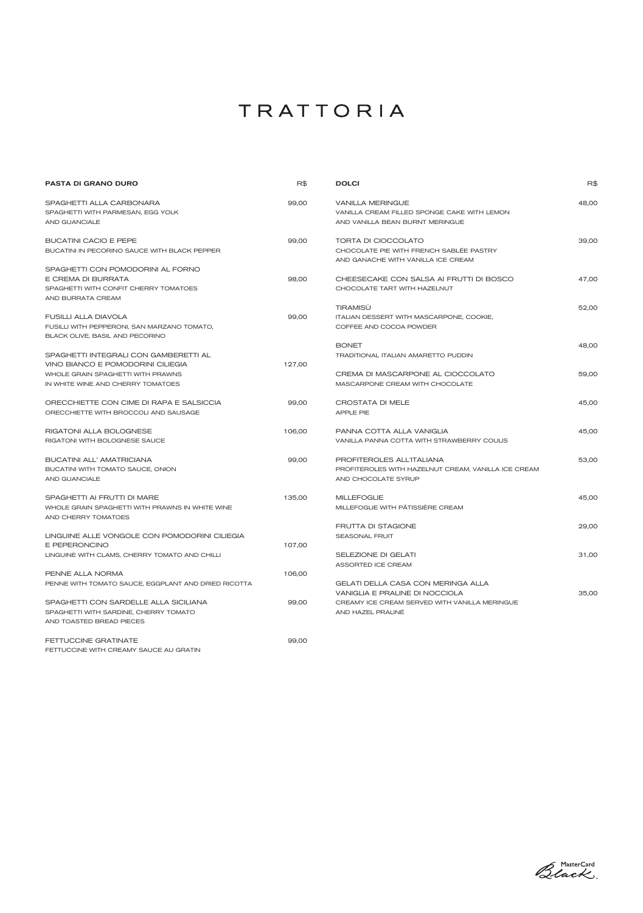# TRATTORIA

| PASTA DI GRANO DURO | R$ |
|---|---|
| SPAGHETTI ALLA CARBONARA<br>SPAGHETTI WITH PARMESAN, EGG YOLK AND GUANCIALE | 99,00 |
| BUCATINI CACIO E PEPE<br>BUCATINI IN PECORINO SAUCE WITH BLACK PEPPER | 99,00 |
| SPAGHETTI CON POMODORINI AL FORNO E CREMA DI BURRATA<br>SPAGHETTI WITH CONFIT CHERRY TOMATOES AND BURRATA CREAM | 98,00 |
| FUSILLI ALLA DIAVOLA<br>FUSILLI WITH PEPPERONI, SAN MARZANO TOMATO, BLACK OLIVE, BASIL AND PECORINO | 99,00 |
| SPAGHETTI INTEGRALI CON GAMBERETTI AL VINO BIANCO E POMODORINI CILIEGIA<br>WHOLE GRAIN SPAGHETTI WITH PRAWNS IN WHITE WINE AND CHERRY TOMATOES | 127,00 |
| ORECCHIETTE CON CIME DI RAPA E SALSICCIA<br>ORECCHIETTE WITH BROCCOLI AND SAUSAGE | 99,00 |
| RIGATONI ALLA BOLOGNESE<br>RIGATONI WITH BOLOGNESE SAUCE | 106,00 |
| BUCATINI ALL' AMATRICIANA<br>BUCATINI WITH TOMATO SAUCE, ONION AND GUANCIALE | 99,00 |
| SPAGHETTI AI FRUTTI DI MARE<br>WHOLE GRAIN SPAGHETTI WITH PRAWNS IN WHITE WINE AND CHERRY TOMATOES | 135,00 |
| LINGUINE ALLE VONGOLE CON POMODORINI CILIEGIA E PEPERONCINO<br>LINGUINE WITH CLAMS, CHERRY TOMATO AND CHILLI | 107,00 |
| PENNE ALLA NORMA<br>PENNE WITH TOMATO SAUCE, EGGPLANT AND DRIED RICOTTA | 106,00 |
| SPAGHETTI CON SARDELLE ALLA SICILIANA<br>SPAGHETTI WITH SARDINE, CHERRY TOMATO AND TOASTED BREAD PIECES | 99,00 |
| FETTUCCINE GRATINATE<br>FETTUCCINE WITH CREAMY SAUCE AU GRATIN | 99,00 |

| DOLCI | R$ |
|---|---|
| VANILLA MERINGUE<br>VANILLA CREAM FILLED SPONGE CAKE WITH LEMON AND VANILLA BEAN BURNT MERINGUE | 48,00 |
| TORTA DI CIOCCOLATO<br>CHOCOLATE PIE WITH FRENCH SABLÉE PASTRY AND GANACHE WITH VANILLA ICE CREAM | 39,00 |
| CHEESECAKE CON SALSA AI FRUTTI DI BOSCO<br>CHOCOLATE TART WITH HAZELNUT | 47,00 |
| TIRAMISÙ<br>ITALIAN DESSERT WITH MASCARPONE, COOKIE, COFFEE AND COCOA POWDER | 52,00 |
| BONET<br>TRADITIONAL ITALIAN AMARETTO PUDDIN | 48,00 |
| CREMA DI MASCARPONE AL CIOCCOLATO<br>MASCARPONE CREAM WITH CHOCOLATE | 59,00 |
| CROSTATA DI MELE<br>APPLE PIE | 45,00 |
| PANNA COTTA ALLA VANIGLIA<br>VANILLA PANNA COTTA WITH STRAWBERRY COULIS | 45,00 |
| PROFITEROLES ALL'ITALIANA<br>PROFITEROLES WITH HAZELNUT CREAM, VANILLA ICE CREAM AND CHOCOLATE SYRUP | 53,00 |
| MILLEFOGLIE<br>MILLEFOGLIE WITH PÂTISSIÈRE CREAM | 45,00 |
| FRUTTA DI STAGIONE<br>SEASONAL FRUIT | 29,00 |
| SELEZIONE DI GELATI<br>ASSORTED ICE CREAM | 31,00 |
| GELATI DELLA CASA CON MERINGA ALLA VANIGLIA E PRALINE DI NOCCIOLA<br>CREAMY ICE CREAM SERVED WITH VANILLA MERINGUE AND HAZEL PRALINÉ | 35,00 |

MasterCard Black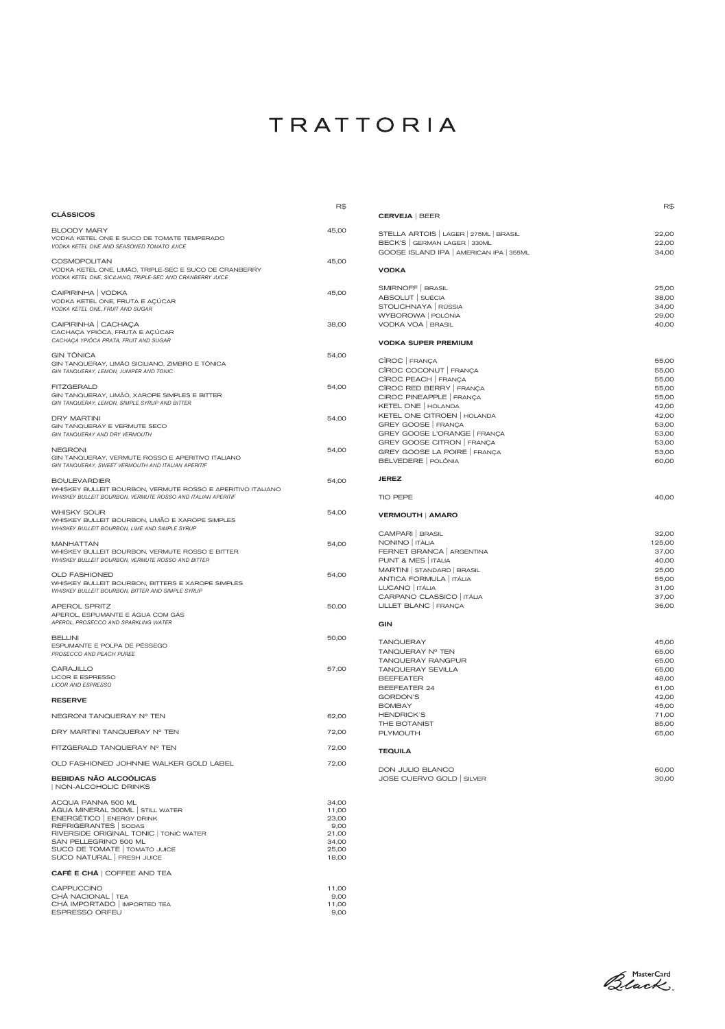# TRATTORIA

## CLÁSSICOS

R$

**BLOODY MARY** — 45,00
VODKA KETEL ONE E SUCO DE TOMATE TEMPERADO
*VODKA KETEL ONE AND SEASONED TOMATO JUICE*

**COSMOPOLITAN** — 45,00
VODKA KETEL ONE, LIMÃO, TRIPLE-SEC E SUCO DE CRANBERRY
*VODKA KETEL ONE, SICILIANO, TRIPLE-SEC AND CRANBERRY JUICE*

**CAIPIRINHA | VODKA** — 45,00
VODKA KETEL ONE, FRUTA E AÇÚCAR
*VODKA KETEL ONE, FRUIT AND SUGAR*

**CAIPIRINHA | CACHAÇA** — 38,00
CACHAÇA YPIÓCA, FRUTA E AÇÚCAR
*CACHAÇA YPIÓCA PRATA, FRUIT AND SUGAR*

**GIN TÔNICA** — 54,00
GIN TANQUERAY, LIMÃO SICILIANO, ZIMBRO E TÔNICA
*GIN TANQUERAY, LEMON, JUNIPER AND TONIC*

**FITZGERALD** — 54,00
GIN TANQUERAY, LIMÃO, XAROPE SIMPLES E BITTER
*GIN TANQUERAY, LEMON, SIMPLE SYRUP AND BITTER*

**DRY MARTINI** — 54,00
GIN TANQUERAY E VERMUTE SECO
*GIN TANQUERAY AND DRY VERMOUTH*

**NEGRONI** — 54,00
GIN TANQUERAY, VERMUTE ROSSO E APERITIVO ITALIANO
*GIN TANQUERAY, SWEET VERMOUTH AND ITALIAN APERITIF*

**BOULEVARDIER** — 54,00
WHISKEY BULLEIT BOURBON, VERMUTE ROSSO E APERITIVO ITALIANO
*WHISKEY BULLEIT BOURBON, VERMUTE ROSSO AND ITALIAN APERITIF*

**WHISKY SOUR** — 54,00
WHISKEY BULLEIT BOURBON, LIMÃO E XAROPE SIMPLES
*WHISKEY BULLEIT BOURBON, LIME AND SIMPLE SYRUP*

**MANHATTAN** — 54,00
WHISKEY BULLEIT BOURBON, VERMUTE ROSSO E BITTER
*WHISKEY BULLEIT BOURBON, VERMUTE ROSSO AND BITTER*

**OLD FASHIONED** — 54,00
WHISKEY BULLEIT BOURBON, BITTERS E XAROPE SIMPLES
*WHISKEY BULLEIT BOURBON, BITTER AND SIMPLE SYRUP*

**APEROL SPRITZ** — 50,00
APEROL, ESPUMANTE E ÁGUA COM GÁS
*APEROL, PROSECCO AND SPARKLING WATER*

**BELLINI** — 50,00
ESPUMANTE E POLPA DE PÊSSEGO
*PROSECCO AND PEACH PUREE*

**CARAJILLO** — 57,00
LICOR E ESPRESSO
*LICOR AND ESPRESSO*

## RESERVE

| | R$ |
|---|---|
| NEGRONI TANQUERAY Nº TEN | 62,00 |
| DRY MARTINI TANQUERAY Nº TEN | 72,00 |
| FITZGERALD TANQUERAY Nº TEN | 72,00 |
| OLD FASHIONED JOHNNIE WALKER GOLD LABEL | 72,00 |

## BEBIDAS NÃO ALCOÓLICAS
| NON-ALCOHOLIC DRINKS

| | R$ |
|---|---|
| ACQUA PANNA 500 ML | 34,00 |
| ÁGUA MINERAL 300ML \| STILL WATER | 11,00 |
| ENERGÉTICO \| ENERGY DRINK | 23,00 |
| REFRIGERANTES \| SODAS | 9,00 |
| RIVERSIDE ORIGINAL TONIC \| TONIC WATER | 21,00 |
| SAN PELLEGRINO 500 ML | 34,00 |
| SUCO DE TOMATE \| TOMATO JUICE | 25,00 |
| SUCO NATURAL \| FRESH JUICE | 18,00 |

## CAFÉ E CHÁ | COFFEE AND TEA

| | R$ |
|---|---|
| CAPPUCCINO | 11,00 |
| CHÁ NACIONAL \| TEA | 9,00 |
| CHÁ IMPORTADO \| IMPORTED TEA | 11,00 |
| ESPRESSO ORFEU | 9,00 |

## CERVEJA | BEER

| | R$ |
|---|---|
| STELLA ARTOIS \| LAGER \| 275ML \| BRASIL | 22,00 |
| BECK'S \| GERMAN LAGER \| 330ML | 22,00 |
| GOOSE ISLAND IPA \| AMERICAN IPA \| 355ML | 34,00 |

## VODKA

| | R$ |
|---|---|
| SMIRNOFF \| BRASIL | 25,00 |
| ABSOLUT \| SUÉCIA | 38,00 |
| STOLICHNAYA \| RÚSSIA | 34,00 |
| WYBOROWA \| POLÔNIA | 29,00 |
| VODKA VOA \| BRASIL | 40,00 |

## VODKA SUPER PREMIUM

| | R$ |
|---|---|
| CÎROC \| FRANÇA | 55,00 |
| CÎROC COCONUT \| FRANÇA | 55,00 |
| CÎROC PEACH \| FRANÇA | 55,00 |
| CÎROC RED BERRY \| FRANÇA | 55,00 |
| CIROC PINEAPPLE \| FRANÇA | 55,00 |
| KETEL ONE \| HOLANDA | 42,00 |
| KETEL ONE CITROEN \| HOLANDA | 42,00 |
| GREY GOOSE \| FRANÇA | 53,00 |
| GREY GOOSE L'ORANGE \| FRANÇA | 53,00 |
| GREY GOOSE CITRON \| FRANÇA | 53,00 |
| GREY GOOSE LA POIRE \| FRANÇA | 53,00 |
| BELVEDERE \| POLÔNIA | 60,00 |

## JEREZ

| | R$ |
|---|---|
| TIO PEPE | 40,00 |

## VERMOUTH | AMARO

| | R$ |
|---|---|
| CAMPARI \| BRASIL | 32,00 |
| NONINO \| ITÁLIA | 125,00 |
| FERNET BRANCA \| ARGENTINA | 37,00 |
| PUNT & MES \| ITÁLIA | 40,00 |
| MARTINI \| STANDARD \| BRASIL | 25,00 |
| ANTICA FORMULA \| ITÁLIA | 55,00 |
| LUCANO \| ITÁLIA | 31,00 |
| CARPANO CLASSICO \| ITÁLIA | 37,00 |
| LILLET BLANC \| FRANÇA | 36,00 |

## GIN

| | R$ |
|---|---|
| TANQUERAY | 45,00 |
| TANQUERAY Nº TEN | 65,00 |
| TANQUERAY RANGPUR | 65,00 |
| TANQUERAY SEVILLA | 65,00 |
| BEEFEATER | 48,00 |
| BEEFEATER 24 | 61,00 |
| GORDON'S | 42,00 |
| BOMBAY | 45,00 |
| HENDRICK'S | 71,00 |
| THE BOTANIST | 85,00 |
| PLYMOUTH | 65,00 |

## TEQUILA

| | R$ |
|---|---|
| DON JULIO BLANCO | 60,00 |
| JOSE CUERVO GOLD \| SILVER | 30,00 |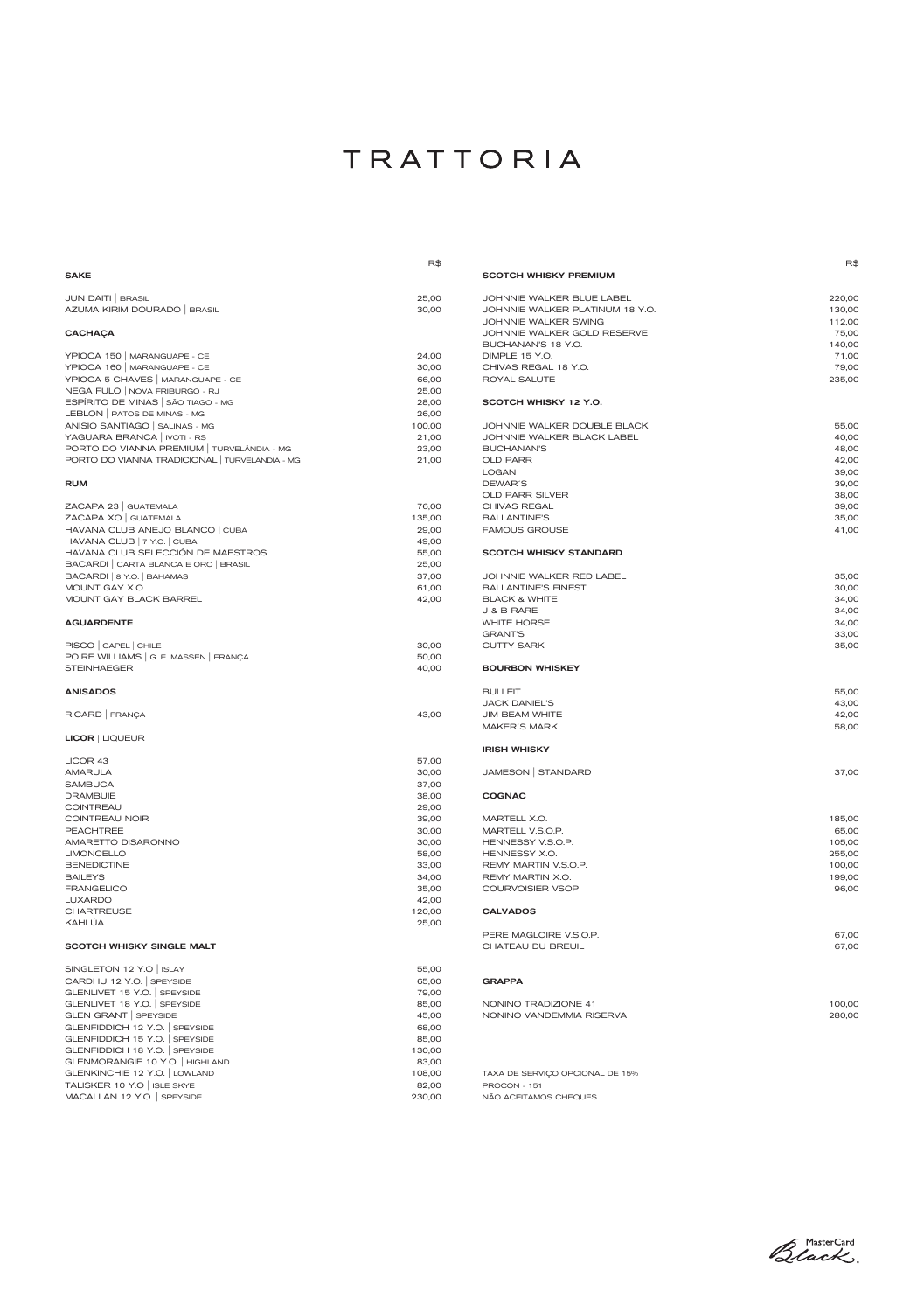# TRATTORIA

| **SAKE** | R$ |
|---|---|
| JUN DAITI \| BRASIL | 25,00 |
| AZUMA KIRIM DOURADO \| BRASIL | 30,00 |

| **CACHAÇA** | |
|---|---|
| YPIOCA 150 \| MARANGUAPE - CE | 24,00 |
| YPIOCA 160 \| MARANGUAPE - CE | 30,00 |
| YPIOCA 5 CHAVES \| MARANGUAPE - CE | 66,00 |
| NEGA FULÔ \| NOVA FRIBURGO - RJ | 25,00 |
| ESPÍRITO DE MINAS \| SÃO TIAGO - MG | 28,00 |
| LEBLON \| PATOS DE MINAS - MG | 26,00 |
| ANÍSIO SANTIAGO \| SALINAS - MG | 100,00 |
| YAGUARA BRANCA \| IVOTI - RS | 21,00 |
| PORTO DO VIANNA PREMIUM \| TURVELÂNDIA - MG | 23,00 |
| PORTO DO VIANNA TRADICIONAL \| TURVELÂNDIA - MG | 21,00 |

| **RUM** | |
|---|---|
| ZACAPA 23 \| GUATEMALA | 76,00 |
| ZACAPA XO \| GUATEMALA | 135,00 |
| HAVANA CLUB ANEJO BLANCO \| CUBA | 29,00 |
| HAVANA CLUB \| 7 Y.O. \| CUBA | 49,00 |
| HAVANA CLUB SELECCIÓN DE MAESTROS | 55,00 |
| BACARDI \| CARTA BLANCA E ORO \| BRASIL | 25,00 |
| BACARDI \| 8 Y.O. \| BAHAMAS | 37,00 |
| MOUNT GAY X.O. | 61,00 |
| MOUNT GAY BLACK BARREL | 42,00 |

| **AGUARDENTE** | |
|---|---|
| PISCO \| CAPEL \| CHILE | 30,00 |
| POIRE WILLIAMS \| G. E. MASSEN \| FRANÇA | 50,00 |
| STEINHAEGER | 40,00 |

| **ANISADOS** | |
|---|---|
| RICARD \| FRANÇA | 43,00 |

| **LICOR** \| LIQUEUR | |
|---|---|
| LICOR 43 | 57,00 |
| AMARULA | 30,00 |
| SAMBUCA | 37,00 |
| DRAMBUIE | 38,00 |
| COINTREAU | 29,00 |
| COINTREAU NOIR | 39,00 |
| PEACHTREE | 30,00 |
| AMARETTO DISARONNO | 30,00 |
| LIMONCELLO | 58,00 |
| BENEDICTINE | 33,00 |
| BAILEYS | 34,00 |
| FRANGELICO | 35,00 |
| LUXARDO | 42,00 |
| CHARTREUSE | 120,00 |
| KAHLÚA | 25,00 |

| **SCOTCH WHISKY SINGLE MALT** | |
|---|---|
| SINGLETON 12 Y.O \| ISLAY | 55,00 |
| CARDHU 12 Y.O. \| SPEYSIDE | 65,00 |
| GLENLIVET 15 Y.O. \| SPEYSIDE | 79,00 |
| GLENLIVET 18 Y.O. \| SPEYSIDE | 85,00 |
| GLEN GRANT \| SPEYSIDE | 45,00 |
| GLENFIDDICH 12 Y.O. \| SPEYSIDE | 68,00 |
| GLENFIDDICH 15 Y.O. \| SPEYSIDE | 85,00 |
| GLENFIDDICH 18 Y.O. \| SPEYSIDE | 130,00 |
| GLENMORANGIE 10 Y.O. \| HIGHLAND | 83,00 |
| GLENKINCHIE 12 Y.O. \| LOWLAND | 108,00 |
| TALISKER 10 Y.O \| ISLE SKYE | 82,00 |
| MACALLAN 12 Y.O. \| SPEYSIDE | 230,00 |

| **SCOTCH WHISKY PREMIUM** | R$ |
|---|---|
| JOHNNIE WALKER BLUE LABEL | 220,00 |
| JOHNNIE WALKER PLATINUM 18 Y.O. | 130,00 |
| JOHNNIE WALKER SWING | 112,00 |
| JOHNNIE WALKER GOLD RESERVE | 75,00 |
| BUCHANAN'S 18 Y.O. | 140,00 |
| DIMPLE 15 Y.O. | 71,00 |
| CHIVAS REGAL 18 Y.O. | 79,00 |
| ROYAL SALUTE | 235,00 |

| **SCOTCH WHISKY 12 Y.O.** | |
|---|---|
| JOHNNIE WALKER DOUBLE BLACK | 55,00 |
| JOHNNIE WALKER BLACK LABEL | 40,00 |
| BUCHANAN'S | 48,00 |
| OLD PARR | 42,00 |
| LOGAN | 39,00 |
| DEWAR'S | 39,00 |
| OLD PARR SILVER | 38,00 |
| CHIVAS REGAL | 39,00 |
| BALLANTINE'S | 35,00 |
| FAMOUS GROUSE | 41,00 |

| **SCOTCH WHISKY STANDARD** | |
|---|---|
| JOHNNIE WALKER RED LABEL | 35,00 |
| BALLANTINE'S FINEST | 30,00 |
| BLACK & WHITE | 34,00 |
| J & B RARE | 34,00 |
| WHITE HORSE | 34,00 |
| GRANT'S | 33,00 |
| CUTTY SARK | 35,00 |

| **BOURBON WHISKEY** | |
|---|---|
| BULLEIT | 55,00 |
| JACK DANIEL'S | 43,00 |
| JIM BEAM WHITE | 42,00 |
| MAKER'S MARK | 58,00 |

| **IRISH WHISKY** | |
|---|---|
| JAMESON \| STANDARD | 37,00 |

| **COGNAC** | |
|---|---|
| MARTELL X.O. | 185,00 |
| MARTELL V.S.O.P. | 65,00 |
| HENNESSY V.S.O.P. | 105,00 |
| HENNESSY X.O. | 255,00 |
| REMY MARTIN V.S.O.P. | 100,00 |
| REMY MARTIN X.O. | 199,00 |
| COURVOISIER VSOP | 96,00 |

| **CALVADOS** | |
|---|---|
| PERE MAGLOIRE V.S.O.P. | 67,00 |
| CHATEAU DU BREUIL | 67,00 |

| **GRAPPA** | |
|---|---|
| NONINO TRADIZIONE 41 | 100,00 |
| NONINO VANDEMMIA RISERVA | 280,00 |

TAXA DE SERVIÇO OPCIONAL DE 15%
PROCON - 151
NÃO ACEITAMOS CHEQUES

MasterCard Black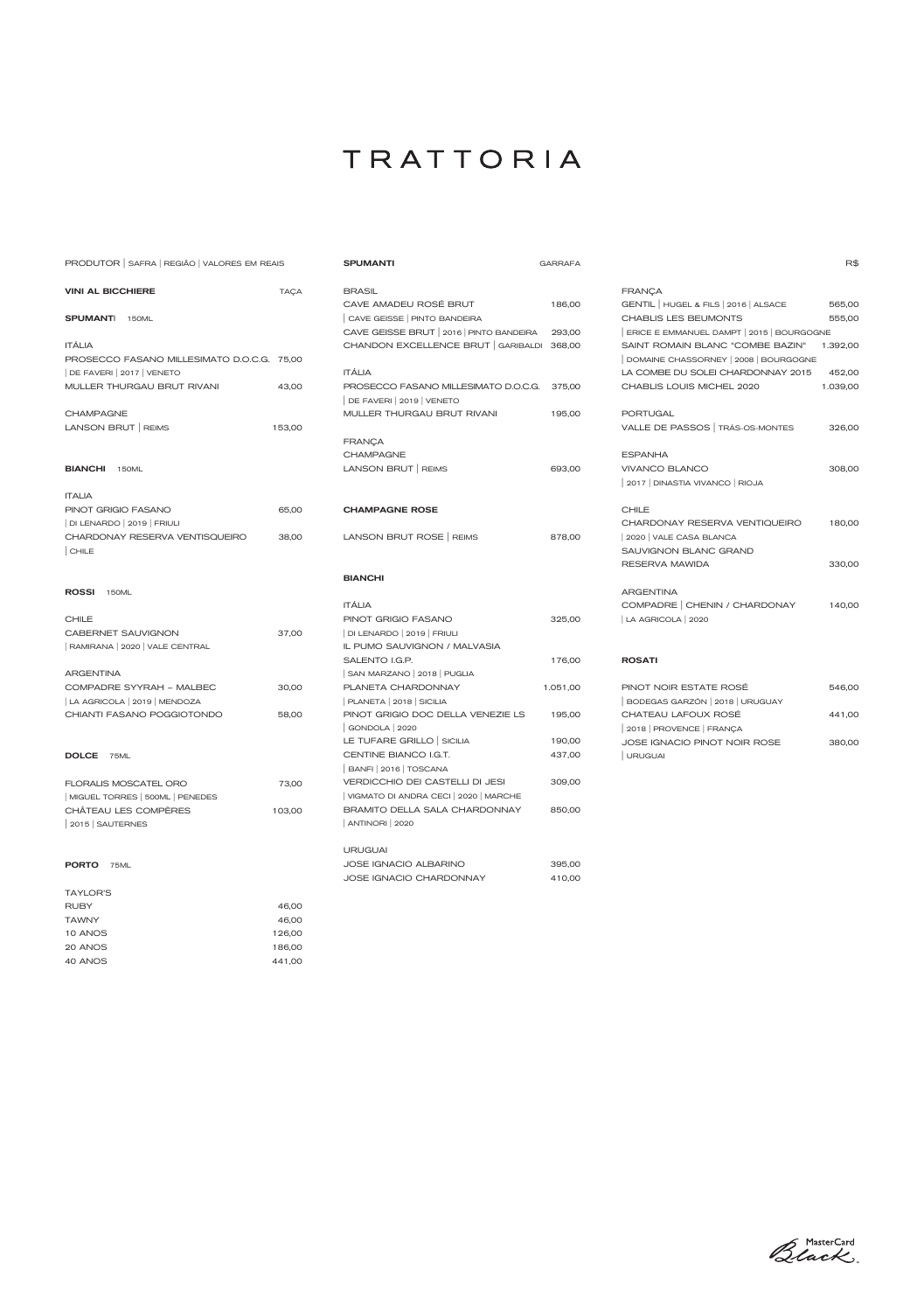# TRATTORIA

PRODUTOR | SAFRA | REGIÃO | VALORES EM REAIS

## VINI AL BICCHIERE — TAÇA

### SPUMANTI 150ML

ITÁLIA

| | |
|---|---|
| PROSECCO FASANO MILLESIMATO D.O.C.G. \| DE FAVERI \| 2017 \| VENETO | 75,00 |
| MULLER THURGAU BRUT RIVANI | 43,00 |

CHAMPAGNE

| | |
|---|---|
| LANSON BRUT \| REIMS | 153,00 |

### BIANCHI 150ML

ITALIA

| | |
|---|---|
| PINOT GRIGIO FASANO \| DI LENARDO \| 2019 \| FRIULI | 65,00 |
| CHARDONAY RESERVA VENTISQUEIRO \| CHILE | 38,00 |

### ROSSI 150ML

CHILE

| | |
|---|---|
| CABERNET SAUVIGNON \| RAMIRANA \| 2020 \| VALE CENTRAL | 37,00 |

ARGENTINA

| | |
|---|---|
| COMPADRE SYYRAH – MALBEC \| LA AGRICOLA \| 2019 \| MENDOZA | 30,00 |
| CHIANTI FASANO POGGIOTONDO | 58,00 |

### DOLCE 75ML

| | |
|---|---|
| FLORALIS MOSCATEL ORO \| MIGUEL TORRES \| 500ML \| PENEDES | 73,00 |
| CHÂTEAU LES COMPÈRES \| 2015 \| SAUTERNES | 103,00 |

### PORTO 75ML

TAYLOR'S

| | |
|---|---|
| RUBY | 46,00 |
| TAWNY | 46,00 |
| 10 ANOS | 126,00 |
| 20 ANOS | 186,00 |
| 40 ANOS | 441,00 |

## SPUMANTI — GARRAFA

BRASIL

| | |
|---|---|
| CAVE AMADEU ROSÉ BRUT \| CAVE GEISSE \| PINTO BANDEIRA | 186,00 |
| CAVE GEISSE BRUT \| 2016 \| PINTO BANDEIRA | 293,00 |
| CHANDON EXCELLENCE BRUT \| GARIBALDI | 368,00 |

ITÁLIA

| | |
|---|---|
| PROSECCO FASANO MILLESIMATO D.O.C.G. \| DE FAVERI \| 2019 \| VENETO | 375,00 |
| MULLER THURGAU BRUT RIVANI | 195,00 |

FRANÇA

CHAMPAGNE

| | |
|---|---|
| LANSON BRUT \| REIMS | 693,00 |

## CHAMPAGNE ROSE

| | |
|---|---|
| LANSON BRUT ROSE \| REIMS | 878,00 |

## BIANCHI — R$

ITÁLIA

| | |
|---|---|
| PINOT GRIGIO FASANO \| DI LENARDO \| 2019 \| FRIULI | 325,00 |
| IL PUMO SAUVIGNON / MALVASIA SALENTO I.G.P. \| SAN MARZANO \| 2018 \| PUGLIA | 176,00 |
| PLANETA CHARDONNAY \| PLANETA \| 2018 \| SICILIA | 1.051,00 |
| PINOT GRIGIO DOC DELLA VENEZIE LS \| GONDOLA \| 2020 | 195,00 |
| LE TUFARE GRILLO \| SICILIA | 190,00 |
| CENTINE BIANCO I.G.T. \| BANFI \| 2016 \| TOSCANA | 437,00 |
| VERDICCHIO DEI CASTELLI DI JESI \| VIGMATO DI ANDRA CECI \| 2020 \| MARCHE | 309,00 |
| BRAMITO DELLA SALA CHARDONNAY \| ANTINORI \| 2020 | 850,00 |

URUGUAI

| | |
|---|---|
| JOSE IGNACIO ALBARINO | 395,00 |
| JOSE IGNACIO CHARDONNAY | 410,00 |

FRANÇA

| | |
|---|---|
| GENTIL \| HUGEL & FILS \| 2016 \| ALSACE | 565,00 |
| CHABLIS LES BEUMONTS \| ERICE E EMMANUEL DAMPT \| 2015 \| BOURGOGNE | 555,00 |
| SAINT ROMAIN BLANC "COMBE BAZIN" \| DOMAINE CHASSORNEY \| 2008 \| BOURGOGNE | 1.392,00 |
| LA COMBE DU SOLEI CHARDONNAY 2015 | 452,00 |
| CHABLIS LOUIS MICHEL 2020 | 1.039,00 |

PORTUGAL

| | |
|---|---|
| VALLE DE PASSOS \| TRÁS-OS-MONTES | 326,00 |

ESPANHA

| | |
|---|---|
| VIVANCO BLANCO \| 2017 \| DINASTIA VIVANCO \| RIOJA | 308,00 |

CHILE

| | |
|---|---|
| CHARDONAY RESERVA VENTIQUEIRO \| 2020 \| VALE CASA BLANCA | 180,00 |
| SAUVIGNON BLANC GRAND RESERVA MAWIDA | 330,00 |

ARGENTINA

| | |
|---|---|
| COMPADRE \| CHENIN / CHARDONAY \| LA AGRICOLA \| 2020 | 140,00 |

## ROSATI

| | |
|---|---|
| PINOT NOIR ESTATE ROSÉ \| BODEGAS GARZÓN \| 2018 \| URUGUAY | 546,00 |
| CHATEAU LAFOUX ROSÉ \| 2018 \| PROVENCE \| FRANÇA | 441,00 |
| JOSE IGNACIO PINOT NOIR ROSE \| URUGUAI | 380,00 |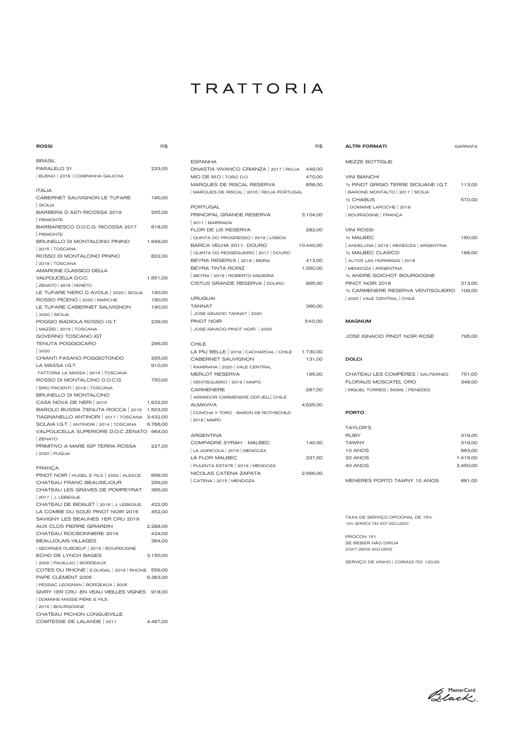# TRATTORIA

| ROSSI | R$ |
|---|---|
| **BRASIL** | |
| PARALELO 31 | 233,00 |
| \| BUENO \| 2018 \| COMPANHA GAUCHA | |
| **ITÁLIA** | |
| CABERNET SAUVIGNON LE TUFARE | 190,00 |
| \| SICILIA | |
| BARBERA D´ASTI RICOSSA 2019 | 255,00 |
| \| PIEMONTE | |
| BARBARESCO D.O.C.G. RICOSSA 2017 | 618,00 |
| \| PIEMONTE | |
| BRUNELLO DI MONTALCINO PININO | 1.646,00 |
| \| 2015 \| TOSCANA | |
| ROSSO DI MONTALCINO PININO | 822,00 |
| \| 2018 \| TOSCANA | |
| AMARONE CLASSICO DELLA VALPOLICELLA D.O.C. | 1.551,00 |
| \| ZENATO \| 2018 \| VENETO | |
| LE TUFARE NERO D AVOLA \| 2020 \| SICILIA | 190,00 |
| ROSSO PICENO \| 2020 \| MARCHE | 190,00 |
| LE TUFARE CABERNET SAUVIGNON | 190,00 |
| \| 2020 \| SICILIA | |
| POGGIO BADIOLA ROSSO I.G.T. | 239,00 |
| \| MAZZEI \| 2019 \| TOSCANA | |
| GOVERNO TOSCANO IGT TENUTA POGGIOCARO | 296,00 |
| \| 2020 | |
| CHIANTI FASANO POGGIOTONDO | 265,00 |
| LA MASSA I.G.T. | 910,00 |
| FATTORIA LA MASSA \| 2016 \| TOSCANA | |
| ROSSO DI MONTALCINO D.O.C.G | 750,00 |
| \| SIRO PACENTI \| 2018 \| TOSCANA | |
| BRUNELLO DI MONTALCINO CASA NOVA DE NERI \| 2015 | 1.932,00 |
| BAROLO BUSSIA \|TENUTA ROCCA \| 2016 | 1.503,00 |
| TIAGNANELLO ANTINORI \| 2017 \| TOSCANA | 3.432,00 |
| SOLAIA I.G.T. \| ANTINORI \| 2014 \| TOSCANA | 6.766,00 |
| VALPOLICELLA SUPERIORE D.O.C ZENATO | 664,00 |
| \| ZENATO | |
| PRIMITIVO A MARE IGP TERRA ROSSA | 227,00 |
| \| 2020 \| PUGLIA | |
| **FRANÇA** | |
| PINOT NOIR \| HUGEL E FILS \| 2020 \| ALSACE | 699,00 |
| CHATEAU FRANC BEAUSEJOUR | 256,00 |
| CHATEAU LES GRAVES DE POMPEYRAT | 365,00 |
| \| 2017 \| J. LEBEGUE | |
| CHATEAU DE BIDALET \| 2018 \| J. LEBEGUE | 422,00 |
| LA COMBE DU SOLEI PINOT NOIR 2016 | 452,00 |
| SAVIGNY LES BEAUNES 1ER CRU 2019 AUX CLOS PIERRE GIRARDIN | 2.288,00 |
| CHATEAU ROCBONNIERE 2016 | 434,00 |
| BEAUJOLAIS-VILLAGES | 364,00 |
| \| GEORGES DUBOEUF \| 2018 \| BOURGOGNE | |
| ECHO DE LYNCH BAGES | 3.150,00 |
| \| 2009 \| PAUILLAC \| BORDEAUX | |
| COTES DU RHONE \| E.GUIGAL \| 2016 \| RHONE | 559,00 |
| PAPE CLEMENT 2005 | 6.383,00 |
| \| PESSAC LEOGNAN \| BORDEAUX \| 2005 | |
| GIVRY 1ER CRU -EN VEAU VIEILLES VIGNES | 918,00 |
| \| DOMAINE MASSE PÈRE E FILS | |
| \| 2016 \| BOURGOGNE | |
| CHATEAU PICHON LONGUEVILLE COMTESSE DE LALANDE \| 2017 | 4.487,00 |

| | R$ |
|---|---|
| **ESPANHA** | |
| DINASTIA VIVANCO CRIANZA \| 2017 \| RIOJA | 449,00 |
| MIO DE M.O \| TORO D.O | 470,00 |
| MARQUES DE RISCAL RESERVA | 858,00 |
| \| MARQUES DE RISCAL \| 2016 \| RIOJA PORTUGAL | |
| **PORTUGAL** | |
| PRINCIPAL GRANDE RESERVA | 3.104,00 |
| \| 2011 \| BAIRRADA | |
| FLOR DE LIS RESERVA | 282,00 |
| \| QUINTA DO PROGRESSO \| 2019 \| LISBOA | |
| BARCA VELHA 2011- DOURO | 10.440,00 |
| \| QUINTA DO PESSEGUEIRO \| 2017 \| DOURO | |
| BEYRA RESERVA \| 2018 \| BEIRA | 413,00 |
| BEYRA TINTA RORIZ | 1.050,00 |
| \| BEYRA \| 2018 \| ROBERTO MADEIRA | |
| CISTUS GRANDE RESERVA \| DOURO | 865,00 |
| **URUGUAI** | |
| TANNAT | 360,00 |
| \| JOSE IGNACIO TANNAT \| 2020 | |
| PINOT NOIR | 540,00 |
| \| JOSE IGNACIO PINOT NOIR \| 2020 | |
| **CHILE** | |
| LA PÍU BELLE \| 2018 \| CACHAPOAL \| CHILE | 1.730,00 |
| CABERNET SAUVIGNON | 131,00 |
| \| RAMIRANA \| 2020 \| VALE CENTRAL | |
| MERLOT RESERVA | 195,00 |
| \| VENTISQUEIRO \| 2019 \| MAIPO | |
| CARMENERE | 287,00 |
| \| ARMADOR CARMENERE ODFJELL\| CHILE | |
| ALMAVIVA | 4.625,00 |
| \| CONCHA Y TORO - BARON DE ROTHSCHILD | |
| \| 2018 \| MAIPO | |
| **ARGENTINA** | |
| COMPADRE SYRAH - MALBEC | 140,00 |
| \| LA AGRICOLA \| 2019 \| MENDOZA | |
| LA FLOR MALBEC | 337,00 |
| \| PULENTA ESTATE \| 2019 \| MENDOZA | |
| NICOLAS CATENA ZAPATA | 2.566,00 |
| \| CATENA \| 2015 \| MENDOZA | |

| ALTRI FORMATI | GARRAFA |
|---|---|
| **MEZZE BOTTIGLIE** | |
| **VINI BIANCHI** | |
| ½ PINOT GRIGIO TERRE SICILIANE I.G.T. | 113,00 |
| \| BARONE MONTALTO \| 2017 \| SICILIA | |
| ½ CHABLIS | 570,00 |
| \| DOMAINE LAROCHE \| 2018 | |
| \| BOURGOGNE \| FRANÇA | |
| **VINI ROSSI** | |
| ½ MALBEC | 160,00 |
| \| ANDELUNA \| 2019 \| MENDOZA \| ARGENTINA | |
| ½ MALBEC CLASICO | 186,00 |
| \| ALTOS LAS HORMIGAS \| 2018 | |
| \| MENDOZA \| ARGENTINA | |
| ½ ANDRE GOICHOT BOURGOGNE PINOT NOIR 2018 | 313,00 |
| ½ CARMENERE RESERVA VENTISQUEIRO | 109,00 |
| \| 2020 \| VALE CENTRAL \| CHILE | |

| MAGNUM | |
|---|---|
| JOSE IGNACIO PINOT NOIR ROSE | 795,00 |

| DOLCI | |
|---|---|
| CHATEAU LES COMPÈRES \| SAUTERNES | 751,00 |
| FLORALIS MOSCATEL ORO | 348,00 |
| \| MIGUEL TORRES \| 500ML \| PENEDES | |

| PORTO | |
|---|---|
| **TAYLOR'S** | |
| RUBY | 319,00 |
| TAWNY | 319,00 |
| 10 ANOS | 963,00 |
| 20 ANOS | 1.419,00 |
| 40 ANOS | 3.450,00 |
| MENERES PORTO TAWNY 10 ANOS | 691,00 |

TAXA DE SERVIÇO OPCIONAL DE 15%
*15% SERVICE TAX NOT INCLUDED*

PROCON 151
SE BEBER NÃO DIRIJA
*DON'T DRINK AND DRIVE*

SERVIÇO DE VINHO | *CORKAGE FEE*: 120,00

MasterCard Black